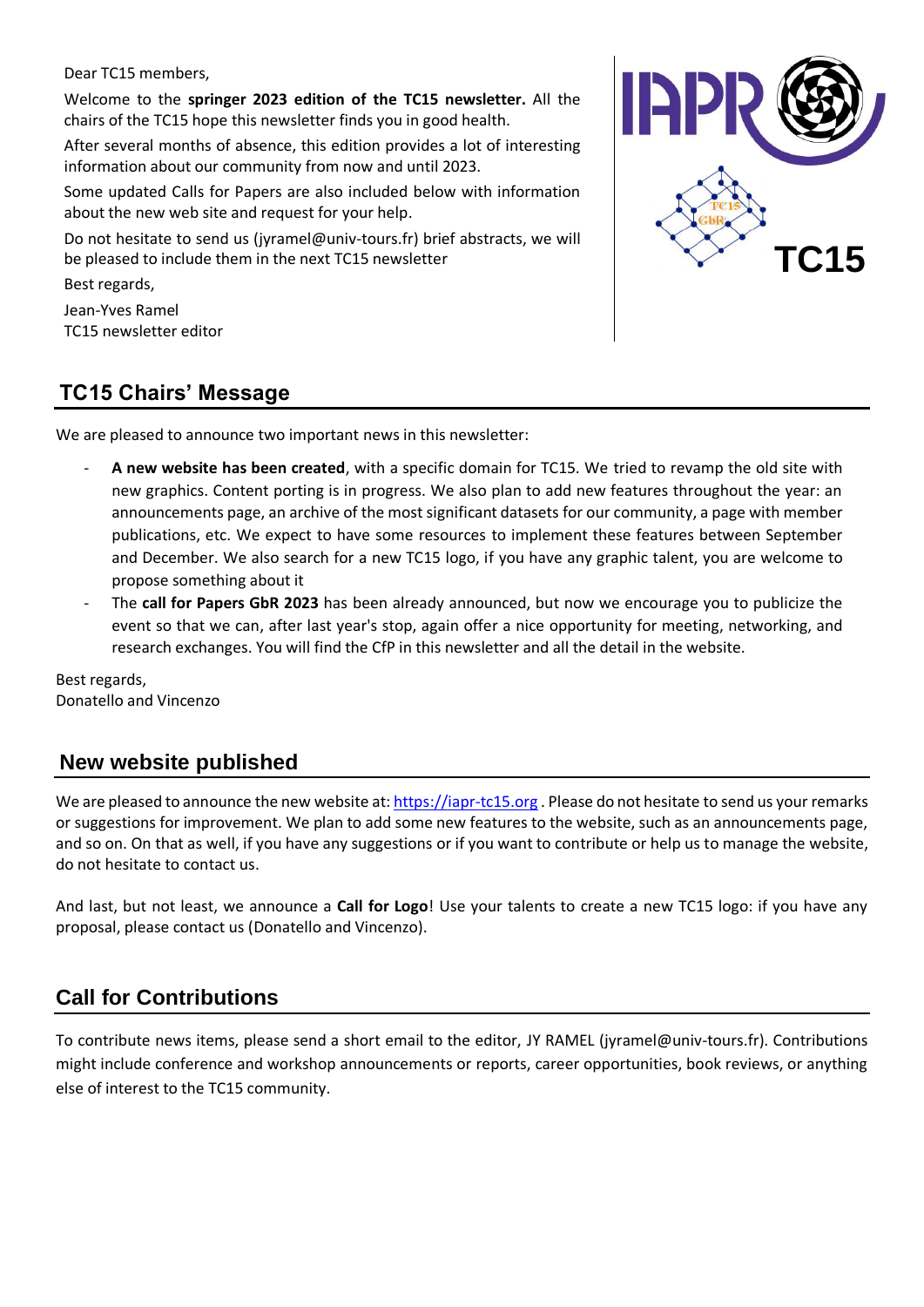Dear TC15 members,

Welcome to the **springer 2023 edition of the TC15 newsletter.** All the chairs of the TC15 hope this newsletter finds you in good health.

After several months of absence, this edition provides a lot of interesting information about our community from now and until 2023.

Some updated Calls for Papers are also included below with information about the new web site and request for your help.

Do not hesitate to send us (jyramel@univ-tours.fr) brief abstracts, we will be pleased to include them in the next TC15 newsletter

Best regards,

Jean-Yves Ramel
TC15 newsletter editor

## TC15 Chairs' Message

We are pleased to announce two important news in this newsletter:

- **A new website has been created**, with a specific domain for TC15. We tried to revamp the old site with new graphics. Content porting is in progress. We also plan to add new features throughout the year: an announcements page, an archive of the most significant datasets for our community, a page with member publications, etc. We expect to have some resources to implement these features between September and December. We also search for a new TC15 logo, if you have any graphic talent, you are welcome to propose something about it
- The **call for Papers GbR 2023** has been already announced, but now we encourage you to publicize the event so that we can, after last year's stop, again offer a nice opportunity for meeting, networking, and research exchanges. You will find the CfP in this newsletter and all the detail in the website.

Best regards,
Donatello and Vincenzo

## New website published

We are pleased to announce the new website at: https://iapr-tc15.org . Please do not hesitate to send us your remarks or suggestions for improvement. We plan to add some new features to the website, such as an announcements page, and so on. On that as well, if you have any suggestions or if you want to contribute or help us to manage the website, do not hesitate to contact us.

And last, but not least, we announce a **Call for Logo**! Use your talents to create a new TC15 logo: if you have any proposal, please contact us (Donatello and Vincenzo).

## Call for Contributions

To contribute news items, please send a short email to the editor, JY RAMEL (jyramel@univ-tours.fr). Contributions might include conference and workshop announcements or reports, career opportunities, book reviews, or anything else of interest to the TC15 community.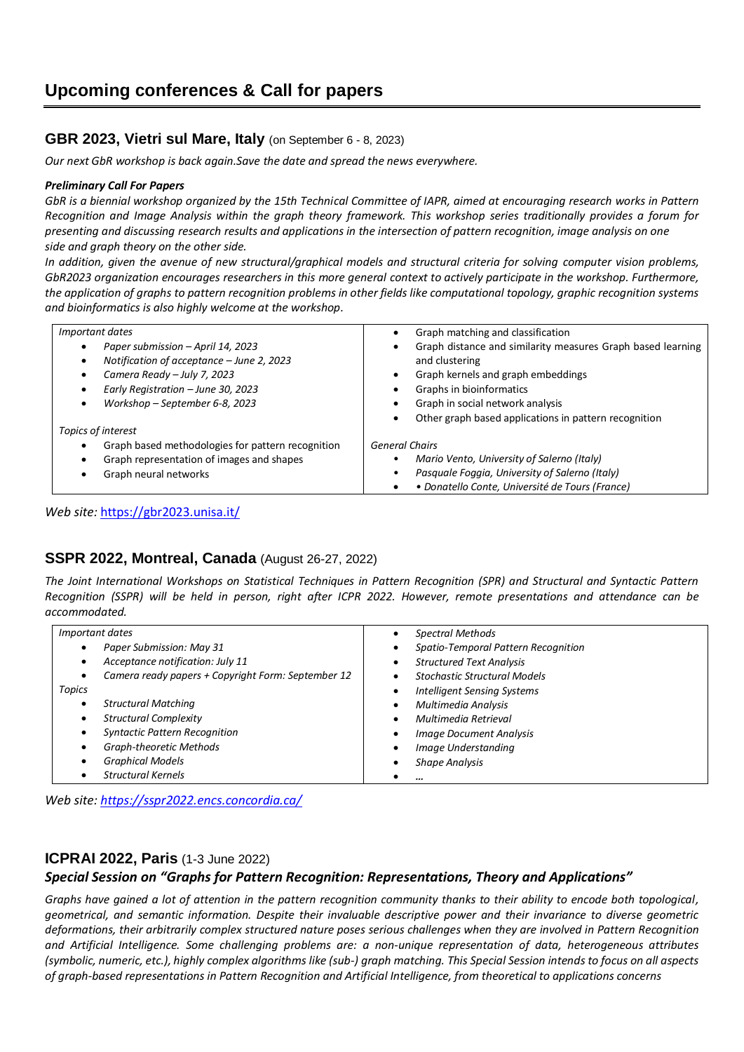# Upcoming conferences & Call for papers

## GBR 2023, Vietri sul Mare, Italy (on September 6 - 8, 2023)

*Our next GbR workshop is back again.Save the date and spread the news everywhere.*

***Preliminary Call For Papers***

*GbR is a biennial workshop organized by the 15th Technical Committee of IAPR, aimed at encouraging research works in Pattern Recognition and Image Analysis within the graph theory framework. This workshop series traditionally provides a forum for presenting and discussing research results and applications in the intersection of pattern recognition, image analysis on one side and graph theory on the other side.*

*In addition, given the avenue of new structural/graphical models and structural criteria for solving computer vision problems, GbR2023 organization encourages researchers in this more general context to actively participate in the workshop. Furthermore, the application of graphs to pattern recognition problems in other fields like computational topology, graphic recognition systems and bioinformatics is also highly welcome at the workshop.*

*Important dates*

- *Paper submission – April 14, 2023*
- *Notification of acceptance – June 2, 2023*
- *Camera Ready – July 7, 2023*
- *Early Registration – June 30, 2023*
- *Workshop – September 6-8, 2023*

*Topics of interest*

- Graph based methodologies for pattern recognition
- Graph representation of images and shapes
- Graph neural networks
- Graph matching and classification
- Graph distance and similarity measures Graph based learning and clustering
- Graph kernels and graph embeddings
- Graphs in bioinformatics
- Graph in social network analysis
- Other graph based applications in pattern recognition

*General Chairs*

- *Mario Vento, University of Salerno (Italy)*
- *Pasquale Foggia, University of Salerno (Italy)*
- *• Donatello Conte, Université de Tours (France)*

*Web site:* https://gbr2023.unisa.it/

## SSPR 2022, Montreal, Canada (August 26-27, 2022)

*The Joint International Workshops on Statistical Techniques in Pattern Recognition (SPR) and Structural and Syntactic Pattern Recognition (SSPR) will be held in person, right after ICPR 2022. However, remote presentations and attendance can be accommodated.*

*Important dates*

- *Paper Submission: May 31*
- *Acceptance notification: July 11*
- *Camera ready papers + Copyright Form: September 12*

*Topics*

- *Structural Matching*
- *Structural Complexity*
- *Syntactic Pattern Recognition*
- *Graph-theoretic Methods*
- *Graphical Models*
- *Structural Kernels*
- *Spectral Methods*
- *Spatio-Temporal Pattern Recognition*
- *Structured Text Analysis*
- *Stochastic Structural Models*
- *Intelligent Sensing Systems*
- *Multimedia Analysis*
- *Multimedia Retrieval*
- *Image Document Analysis*
- *Image Understanding*
- *Shape Analysis*
- *…*

*Web site: https://sspr2022.encs.concordia.ca/*

## ICPRAI 2022, Paris (1-3 June 2022)

### *Special Session on "Graphs for Pattern Recognition: Representations, Theory and Applications"*

*Graphs have gained a lot of attention in the pattern recognition community thanks to their ability to encode both topological, geometrical, and semantic information. Despite their invaluable descriptive power and their invariance to diverse geometric deformations, their arbitrarily complex structured nature poses serious challenges when they are involved in Pattern Recognition and Artificial Intelligence. Some challenging problems are: a non-unique representation of data, heterogeneous attributes (symbolic, numeric, etc.), highly complex algorithms like (sub-) graph matching. This Special Session intends to focus on all aspects of graph-based representations in Pattern Recognition and Artificial Intelligence, from theoretical to applications concerns*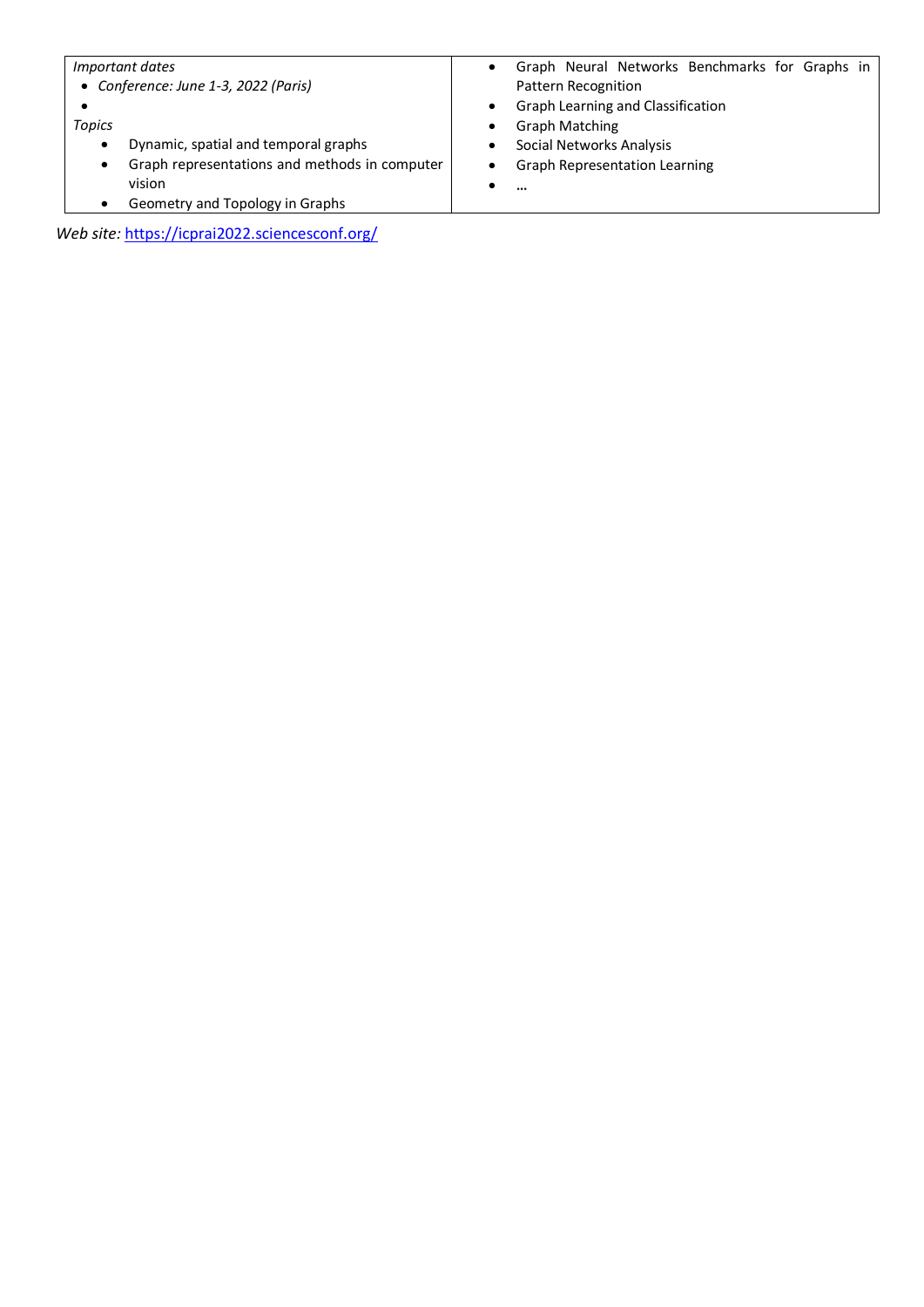*Important dates*

- *Conference: June 1-3, 2022 (Paris)*
- 

*Topics*

- Dynamic, spatial and temporal graphs
- Graph representations and methods in computer vision
- Geometry and Topology in Graphs
- Graph Neural Networks Benchmarks for Graphs in Pattern Recognition
- Graph Learning and Classification
- Graph Matching
- Social Networks Analysis
- Graph Representation Learning
- …

*Web site:* https://icprai2022.sciencesconf.org/